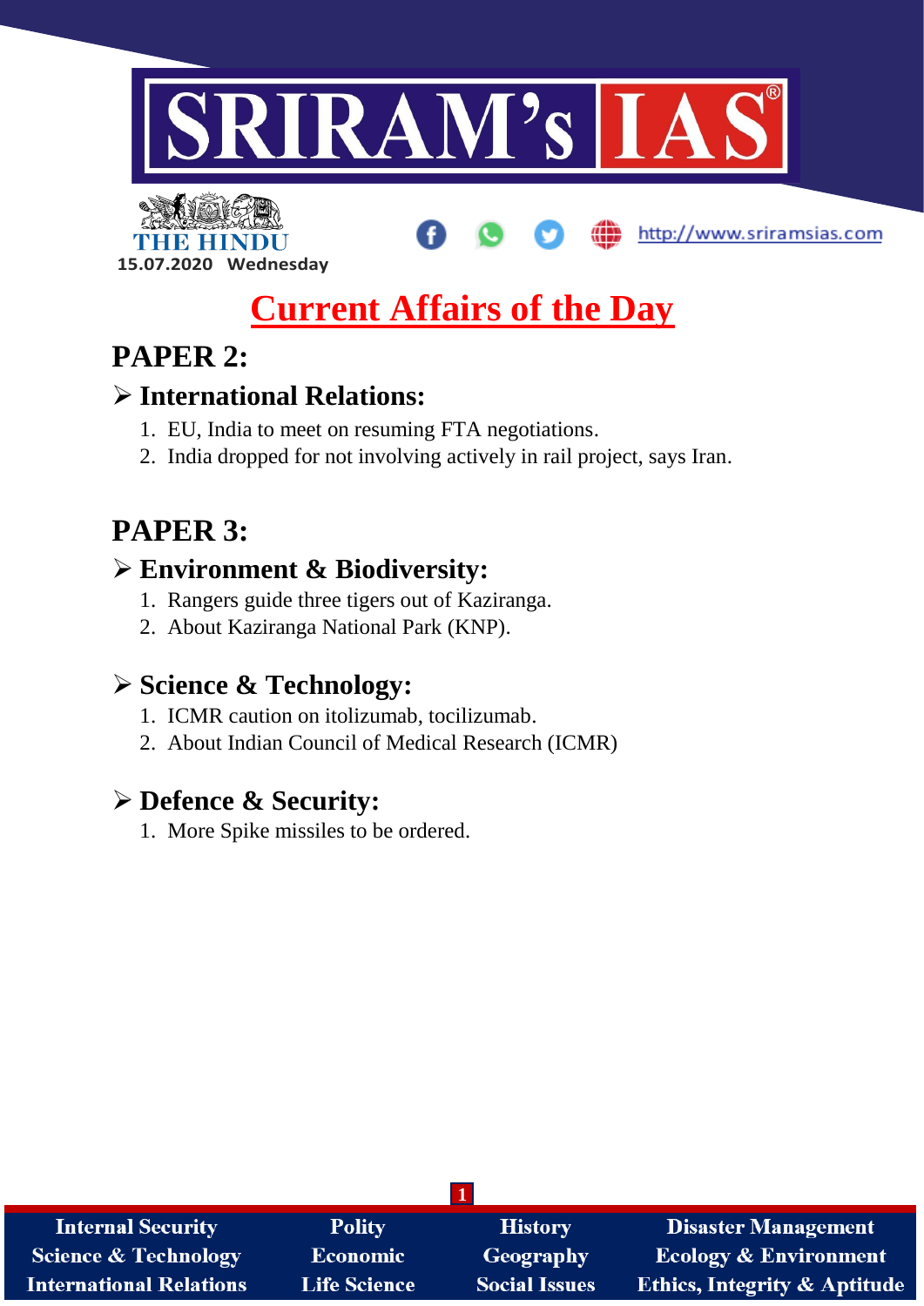15.07.2020 Wednesday

# Current Affairs of the Day

## PAPER 2:

### ➢ International Relations:

1. EU, India to meet on resuming FTA negotiations.
2. India dropped for not involving actively in rail project, says Iran.

## PAPER 3:

### ➢ Environment & Biodiversity:

1. Rangers guide three tigers out of Kaziranga.
2. About Kaziranga National Park (KNP).

### ➢ Science & Technology:

1. ICMR caution on itolizumab, tocilizumab.
2. About Indian Council of Medical Research (ICMR)

### ➢ Defence & Security:

1. More Spike missiles to be ordered.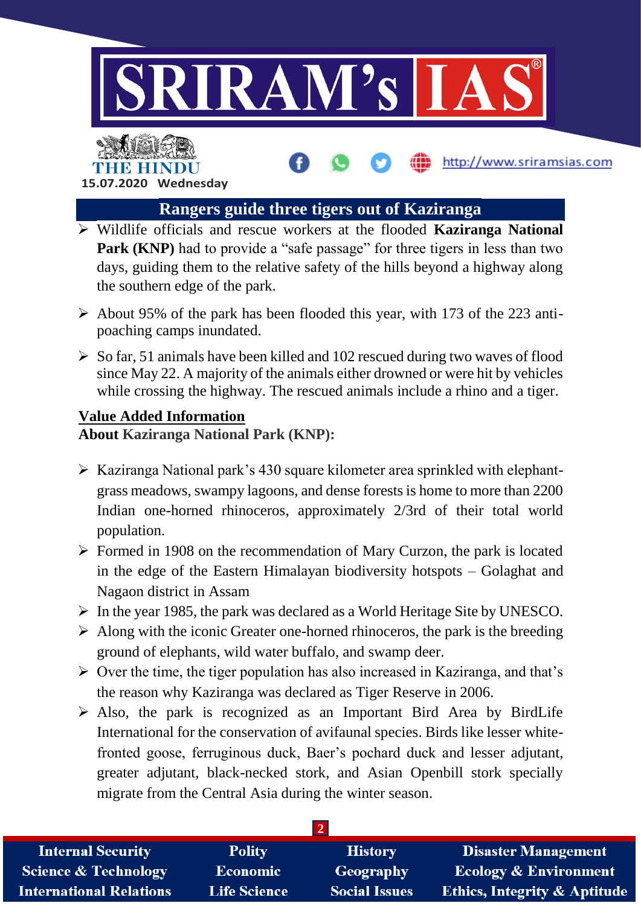## Rangers guide three tigers out of Kaziranga

- Wildlife officials and rescue workers at the flooded **Kaziranga National Park (KNP)** had to provide a "safe passage" for three tigers in less than two days, guiding them to the relative safety of the hills beyond a highway along the southern edge of the park.
- About 95% of the park has been flooded this year, with 173 of the 223 anti-poaching camps inundated.
- So far, 51 animals have been killed and 102 rescued during two waves of flood since May 22. A majority of the animals either drowned or were hit by vehicles while crossing the highway. The rescued animals include a rhino and a tiger.

**Value Added Information**

**About Kaziranga National Park (KNP):**

- Kaziranga National park's 430 square kilometer area sprinkled with elephant-grass meadows, swampy lagoons, and dense forests is home to more than 2200 Indian one-horned rhinoceros, approximately 2/3rd of their total world population.
- Formed in 1908 on the recommendation of Mary Curzon, the park is located in the edge of the Eastern Himalayan biodiversity hotspots – Golaghat and Nagaon district in Assam
- In the year 1985, the park was declared as a World Heritage Site by UNESCO.
- Along with the iconic Greater one-horned rhinoceros, the park is the breeding ground of elephants, wild water buffalo, and swamp deer.
- Over the time, the tiger population has also increased in Kaziranga, and that's the reason why Kaziranga was declared as Tiger Reserve in 2006.
- Also, the park is recognized as an Important Bird Area by BirdLife International for the conservation of avifaunal species. Birds like lesser white-fronted goose, ferruginous duck, Baer's pochard duck and lesser adjutant, greater adjutant, black-necked stork, and Asian Openbill stork specially migrate from the Central Asia during the winter season.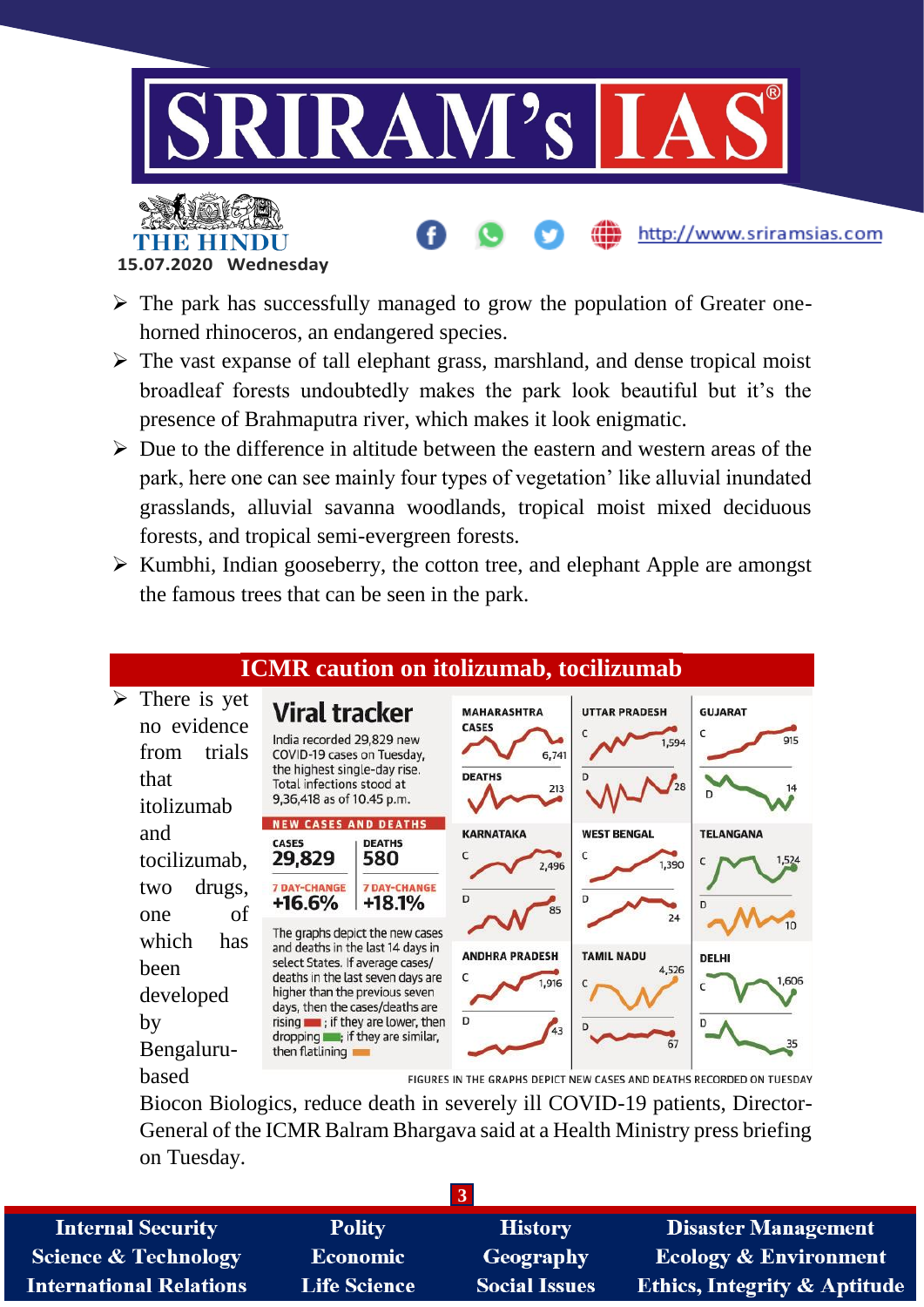- The park has successfully managed to grow the population of Greater one-horned rhinoceros, an endangered species.
- The vast expanse of tall elephant grass, marshland, and dense tropical moist broadleaf forests undoubtedly makes the park look beautiful but it's the presence of Brahmaputra river, which makes it look enigmatic.
- Due to the difference in altitude between the eastern and western areas of the park, here one can see mainly four types of vegetation' like alluvial inundated grasslands, alluvial savanna woodlands, tropical moist mixed deciduous forests, and tropical semi-evergreen forests.
- Kumbhi, Indian gooseberry, the cotton tree, and elephant Apple are amongst the famous trees that can be seen in the park.

## ICMR caution on itolizumab, tocilizumab

- There is yet no evidence from trials that itolizumab and tocilizumab, two drugs, one of which has been developed by Bengaluru-based Biocon Biologics, reduce death in severely ill COVID-19 patients, Director-General of the ICMR Balram Bhargava said at a Health Ministry press briefing on Tuesday.

**Viral tracker**

India recorded 29,829 new COVID-19 cases on Tuesday, the highest single-day rise. Total infections stood at 9,36,418 as of 10.45 p.m.

**NEW CASES AND DEATHS**

| | CASES | DEATHS |
|---|---|---|
| | 29,829 | 580 |
| 7 DAY-CHANGE | +16.6% | +18.1% |

The graphs depict the new cases and deaths in the last 14 days in select States. If average cases/ deaths in the last seven days are higher than the previous seven days, then the cases/deaths are rising; if they are lower, then dropping; if they are similar, then flatlining

| State | Cases | Deaths |
|---|---|---|
| Maharashtra | 6,741 | 213 |
| Uttar Pradesh | 1,594 | 28 |
| Gujarat | 915 | 14 |
| Karnataka | 2,496 | 85 |
| West Bengal | 1,390 | 24 |
| Telangana | 1,524 | 10 |
| Andhra Pradesh | 1,916 | 43 |
| Tamil Nadu | 4,526 | 67 |
| Delhi | 1,606 | 35 |

FIGURES IN THE GRAPHS DEPICT NEW CASES AND DEATHS RECORDED ON TUESDAY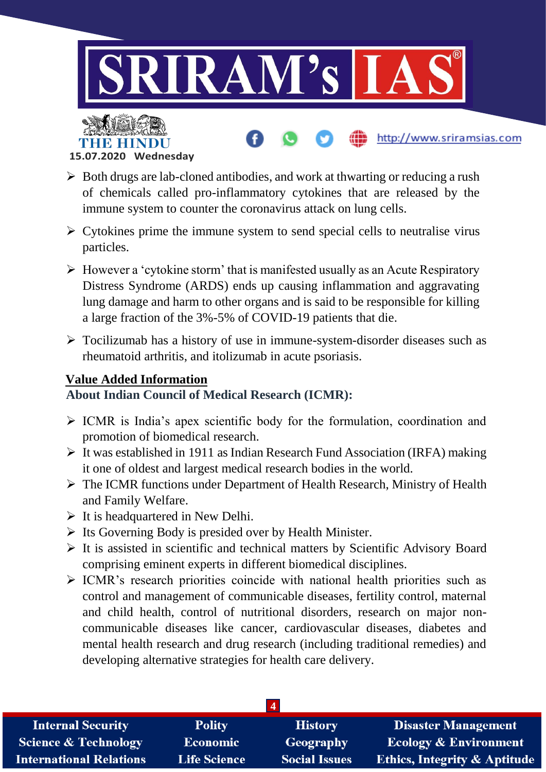- Both drugs are lab-cloned antibodies, and work at thwarting or reducing a rush of chemicals called pro-inflammatory cytokines that are released by the immune system to counter the coronavirus attack on lung cells.
- Cytokines prime the immune system to send special cells to neutralise virus particles.
- However a 'cytokine storm' that is manifested usually as an Acute Respiratory Distress Syndrome (ARDS) ends up causing inflammation and aggravating lung damage and harm to other organs and is said to be responsible for killing a large fraction of the 3%-5% of COVID-19 patients that die.
- Tocilizumab has a history of use in immune-system-disorder diseases such as rheumatoid arthritis, and itolizumab in acute psoriasis.

**Value Added Information**

**About Indian Council of Medical Research (ICMR):**

- ICMR is India's apex scientific body for the formulation, coordination and promotion of biomedical research.
- It was established in 1911 as Indian Research Fund Association (IRFA) making it one of oldest and largest medical research bodies in the world.
- The ICMR functions under Department of Health Research, Ministry of Health and Family Welfare.
- It is headquartered in New Delhi.
- Its Governing Body is presided over by Health Minister.
- It is assisted in scientific and technical matters by Scientific Advisory Board comprising eminent experts in different biomedical disciplines.
- ICMR's research priorities coincide with national health priorities such as control and management of communicable diseases, fertility control, maternal and child health, control of nutritional disorders, research on major non-communicable diseases like cancer, cardiovascular diseases, diabetes and mental health research and drug research (including traditional remedies) and developing alternative strategies for health care delivery.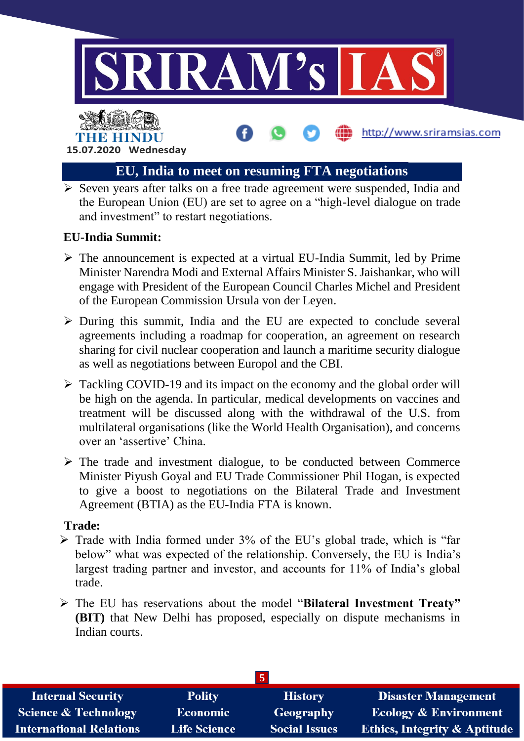## EU, India to meet on resuming FTA negotiations

- Seven years after talks on a free trade agreement were suspended, India and the European Union (EU) are set to agree on a "high-level dialogue on trade and investment" to restart negotiations.

### EU-India Summit:

- The announcement is expected at a virtual EU-India Summit, led by Prime Minister Narendra Modi and External Affairs Minister S. Jaishankar, who will engage with President of the European Council Charles Michel and President of the European Commission Ursula von der Leyen.
- During this summit, India and the EU are expected to conclude several agreements including a roadmap for cooperation, an agreement on research sharing for civil nuclear cooperation and launch a maritime security dialogue as well as negotiations between Europol and the CBI.
- Tackling COVID-19 and its impact on the economy and the global order will be high on the agenda. In particular, medical developments on vaccines and treatment will be discussed along with the withdrawal of the U.S. from multilateral organisations (like the World Health Organisation), and concerns over an 'assertive' China.
- The trade and investment dialogue, to be conducted between Commerce Minister Piyush Goyal and EU Trade Commissioner Phil Hogan, is expected to give a boost to negotiations on the Bilateral Trade and Investment Agreement (BTIA) as the EU-India FTA is known.

### Trade:

- Trade with India formed under 3% of the EU's global trade, which is "far below" what was expected of the relationship. Conversely, the EU is India's largest trading partner and investor, and accounts for 11% of India's global trade.
- The EU has reservations about the model "**Bilateral Investment Treaty" (BIT)** that New Delhi has proposed, especially on dispute mechanisms in Indian courts.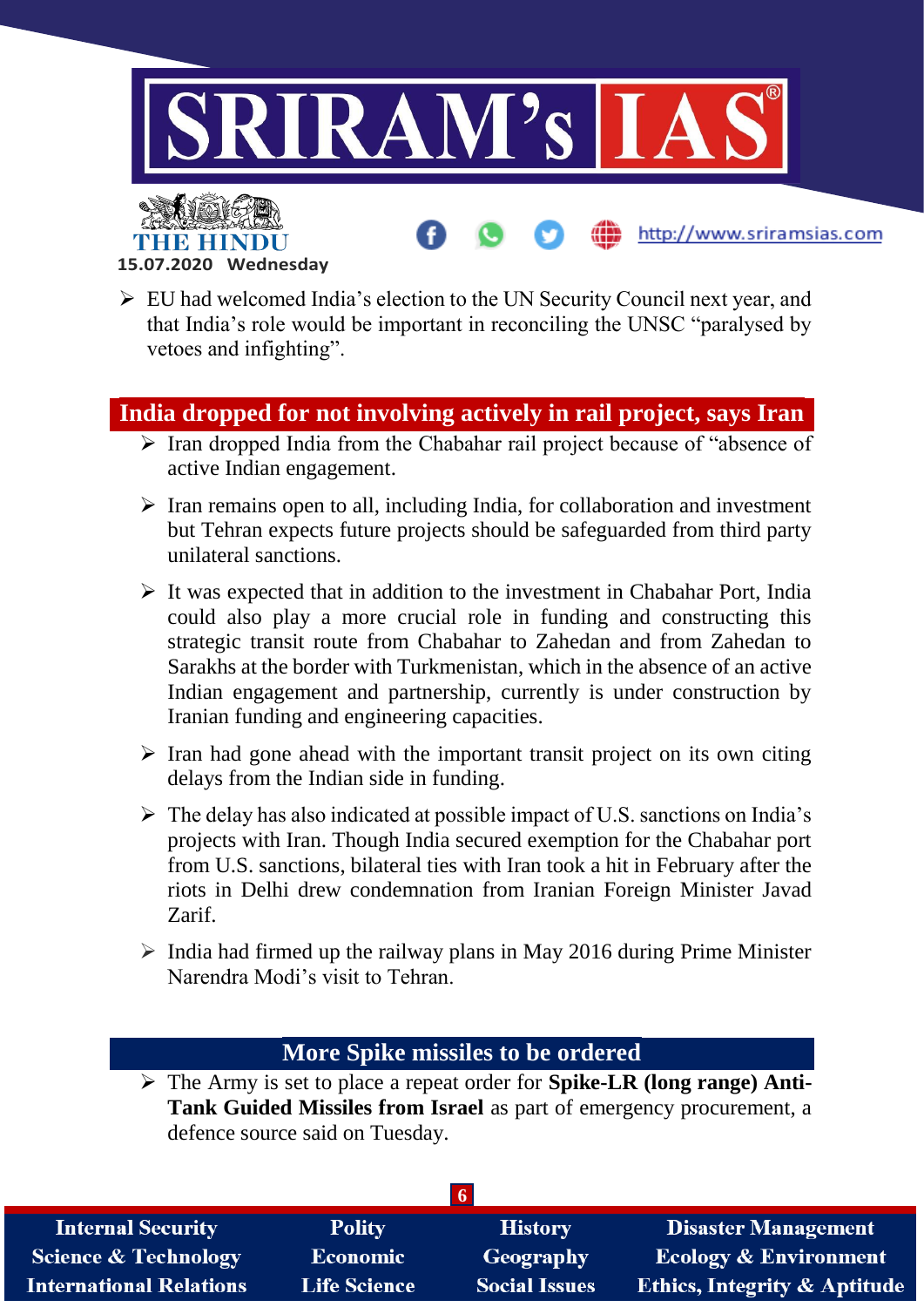- EU had welcomed India's election to the UN Security Council next year, and that India's role would be important in reconciling the UNSC "paralysed by vetoes and infighting".

## India dropped for not involving actively in rail project, says Iran

- Iran dropped India from the Chabahar rail project because of "absence of active Indian engagement.
- Iran remains open to all, including India, for collaboration and investment but Tehran expects future projects should be safeguarded from third party unilateral sanctions.
- It was expected that in addition to the investment in Chabahar Port, India could also play a more crucial role in funding and constructing this strategic transit route from Chabahar to Zahedan and from Zahedan to Sarakhs at the border with Turkmenistan, which in the absence of an active Indian engagement and partnership, currently is under construction by Iranian funding and engineering capacities.
- Iran had gone ahead with the important transit project on its own citing delays from the Indian side in funding.
- The delay has also indicated at possible impact of U.S. sanctions on India's projects with Iran. Though India secured exemption for the Chabahar port from U.S. sanctions, bilateral ties with Iran took a hit in February after the riots in Delhi drew condemnation from Iranian Foreign Minister Javad Zarif.
- India had firmed up the railway plans in May 2016 during Prime Minister Narendra Modi's visit to Tehran.

## More Spike missiles to be ordered

- The Army is set to place a repeat order for **Spike-LR (long range) Anti-Tank Guided Missiles from Israel** as part of emergency procurement, a defence source said on Tuesday.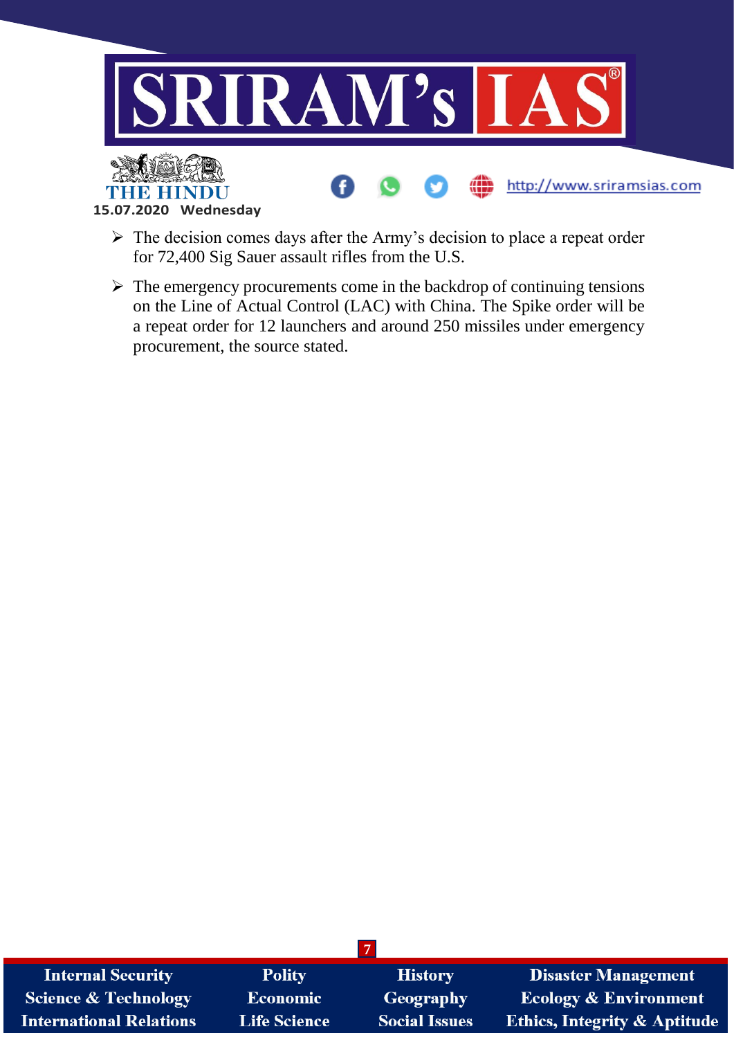- The decision comes days after the Army's decision to place a repeat order for 72,400 Sig Sauer assault rifles from the U.S.
- The emergency procurements come in the backdrop of continuing tensions on the Line of Actual Control (LAC) with China. The Spike order will be a repeat order for 12 launchers and around 250 missiles under emergency procurement, the source stated.